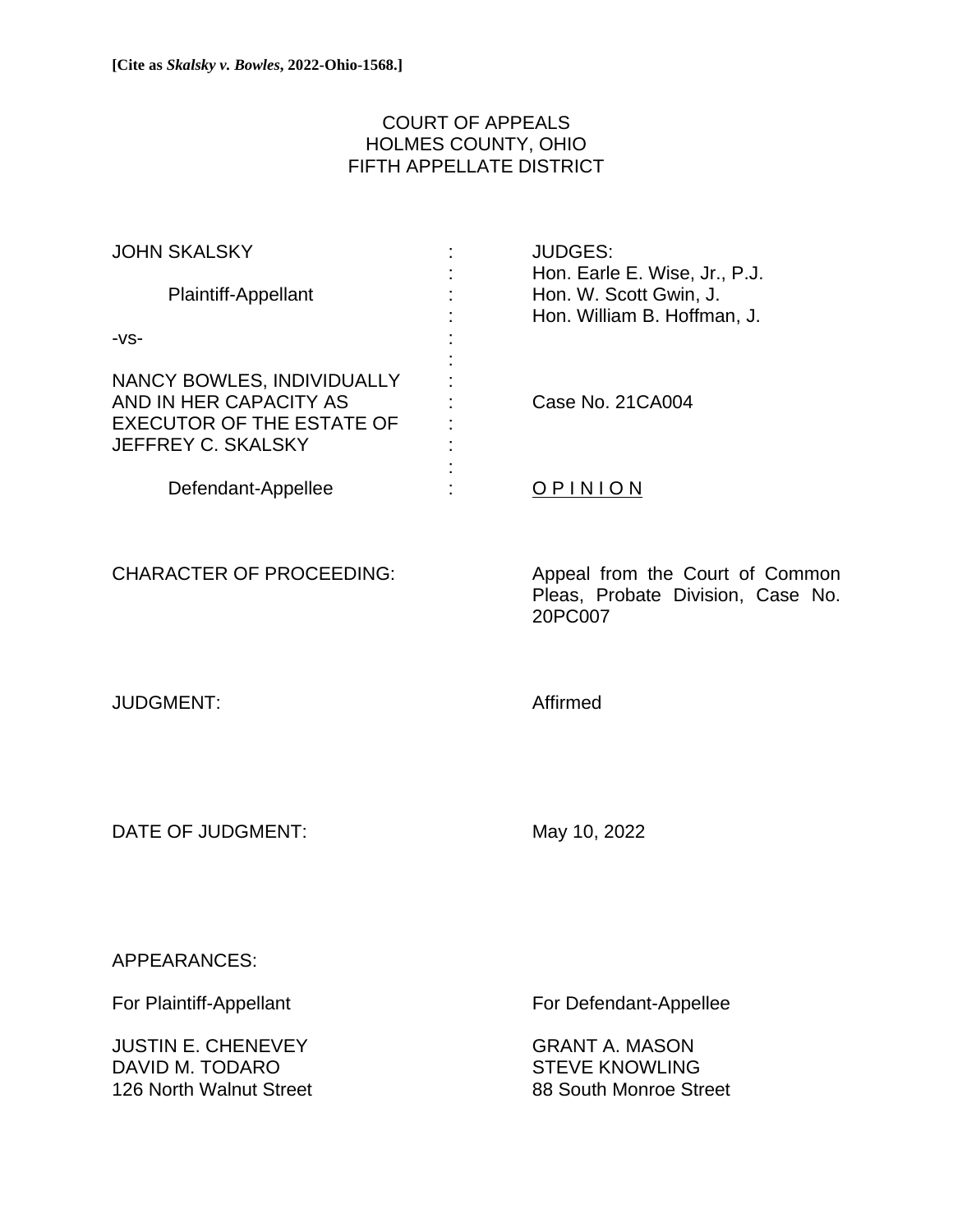**[Cite as *Skalsky v. Bowles*, 2022-Ohio-1568.]**

COURT OF APPEALS
HOLMES COUNTY, OHIO
FIFTH APPELLATE DISTRICT

| | | |
|---|---|---|
| JOHN SKALSKY | : | JUDGES: |
| | : | Hon. Earle E. Wise, Jr., P.J. |
| Plaintiff-Appellant | : | Hon. W. Scott Gwin, J. |
| | : | Hon. William B. Hoffman, J. |
| -vs- | : | |
| | : | |
| NANCY BOWLES, INDIVIDUALLY AND IN HER CAPACITY AS EXECUTOR OF THE ESTATE OF JEFFREY C. SKALSKY | : | Case No. 21CA004 |
| | : | |
| Defendant-Appellee | : | <u>O P I N I O N</u> |

CHARACTER OF PROCEEDING: Appeal from the Court of Common Pleas, Probate Division, Case No. 20PC007

JUDGMENT: Affirmed

DATE OF JUDGMENT: May 10, 2022

APPEARANCES:

| For Plaintiff-Appellant | For Defendant-Appellee |
|---|---|
| JUSTIN E. CHENEVEY | GRANT A. MASON |
| DAVID M. TODARO | STEVE KNOWLING |
| 126 North Walnut Street | 88 South Monroe Street |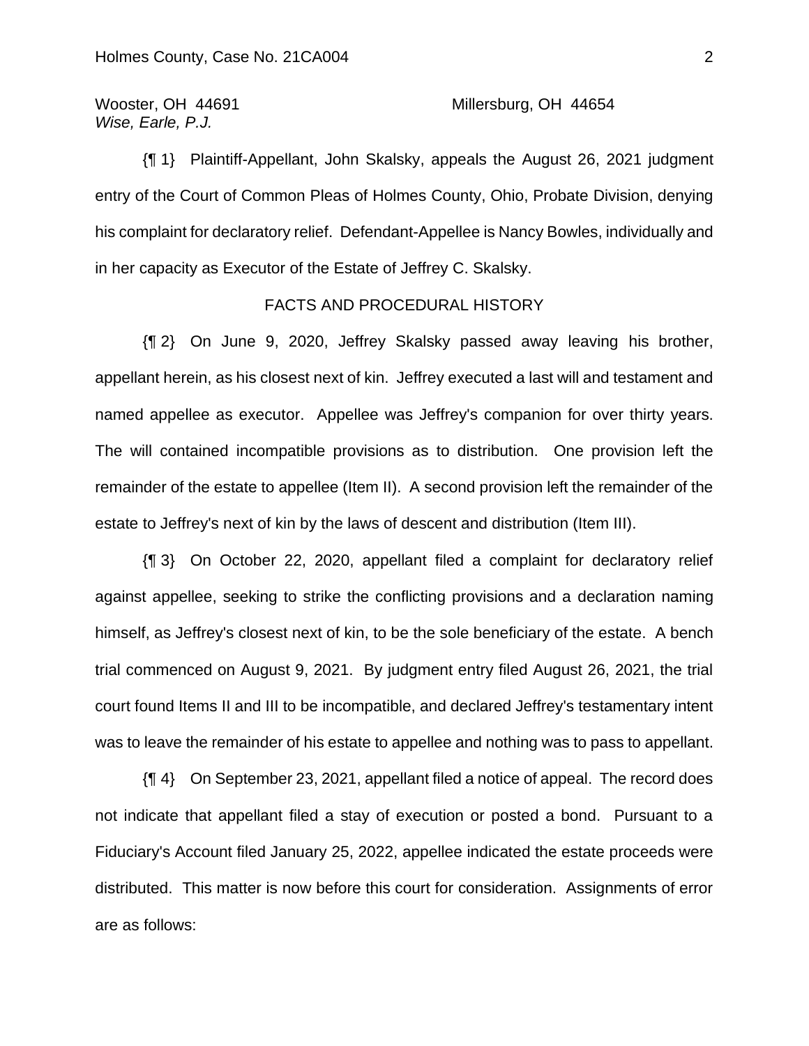Wooster, OH 44691 Millersburg, OH 44654

*Wise, Earle, P.J.*

{¶ 1} Plaintiff-Appellant, John Skalsky, appeals the August 26, 2021 judgment entry of the Court of Common Pleas of Holmes County, Ohio, Probate Division, denying his complaint for declaratory relief. Defendant-Appellee is Nancy Bowles, individually and in her capacity as Executor of the Estate of Jeffrey C. Skalsky.

## FACTS AND PROCEDURAL HISTORY

{¶ 2} On June 9, 2020, Jeffrey Skalsky passed away leaving his brother, appellant herein, as his closest next of kin. Jeffrey executed a last will and testament and named appellee as executor. Appellee was Jeffrey's companion for over thirty years. The will contained incompatible provisions as to distribution. One provision left the remainder of the estate to appellee (Item II). A second provision left the remainder of the estate to Jeffrey's next of kin by the laws of descent and distribution (Item III).

{¶ 3} On October 22, 2020, appellant filed a complaint for declaratory relief against appellee, seeking to strike the conflicting provisions and a declaration naming himself, as Jeffrey's closest next of kin, to be the sole beneficiary of the estate. A bench trial commenced on August 9, 2021. By judgment entry filed August 26, 2021, the trial court found Items II and III to be incompatible, and declared Jeffrey's testamentary intent was to leave the remainder of his estate to appellee and nothing was to pass to appellant.

{¶ 4} On September 23, 2021, appellant filed a notice of appeal. The record does not indicate that appellant filed a stay of execution or posted a bond. Pursuant to a Fiduciary's Account filed January 25, 2022, appellee indicated the estate proceeds were distributed. This matter is now before this court for consideration. Assignments of error are as follows: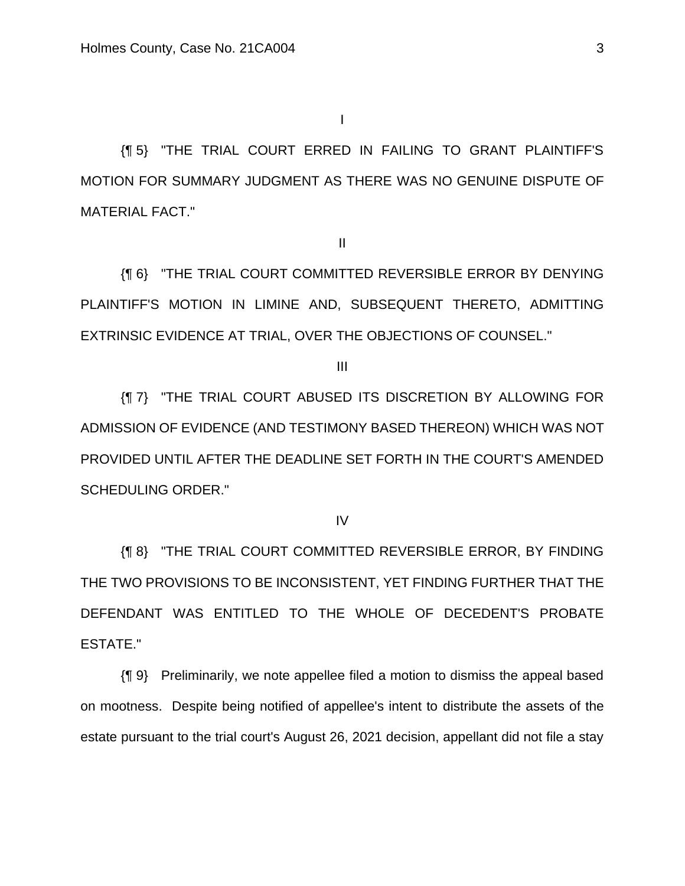I

{¶ 5} "THE TRIAL COURT ERRED IN FAILING TO GRANT PLAINTIFF'S MOTION FOR SUMMARY JUDGMENT AS THERE WAS NO GENUINE DISPUTE OF MATERIAL FACT."

II

{¶ 6} "THE TRIAL COURT COMMITTED REVERSIBLE ERROR BY DENYING PLAINTIFF'S MOTION IN LIMINE AND, SUBSEQUENT THERETO, ADMITTING EXTRINSIC EVIDENCE AT TRIAL, OVER THE OBJECTIONS OF COUNSEL."

III

{¶ 7} "THE TRIAL COURT ABUSED ITS DISCRETION BY ALLOWING FOR ADMISSION OF EVIDENCE (AND TESTIMONY BASED THEREON) WHICH WAS NOT PROVIDED UNTIL AFTER THE DEADLINE SET FORTH IN THE COURT'S AMENDED SCHEDULING ORDER."

IV

{¶ 8} "THE TRIAL COURT COMMITTED REVERSIBLE ERROR, BY FINDING THE TWO PROVISIONS TO BE INCONSISTENT, YET FINDING FURTHER THAT THE DEFENDANT WAS ENTITLED TO THE WHOLE OF DECEDENT'S PROBATE ESTATE."

{¶ 9} Preliminarily, we note appellee filed a motion to dismiss the appeal based on mootness. Despite being notified of appellee's intent to distribute the assets of the estate pursuant to the trial court's August 26, 2021 decision, appellant did not file a stay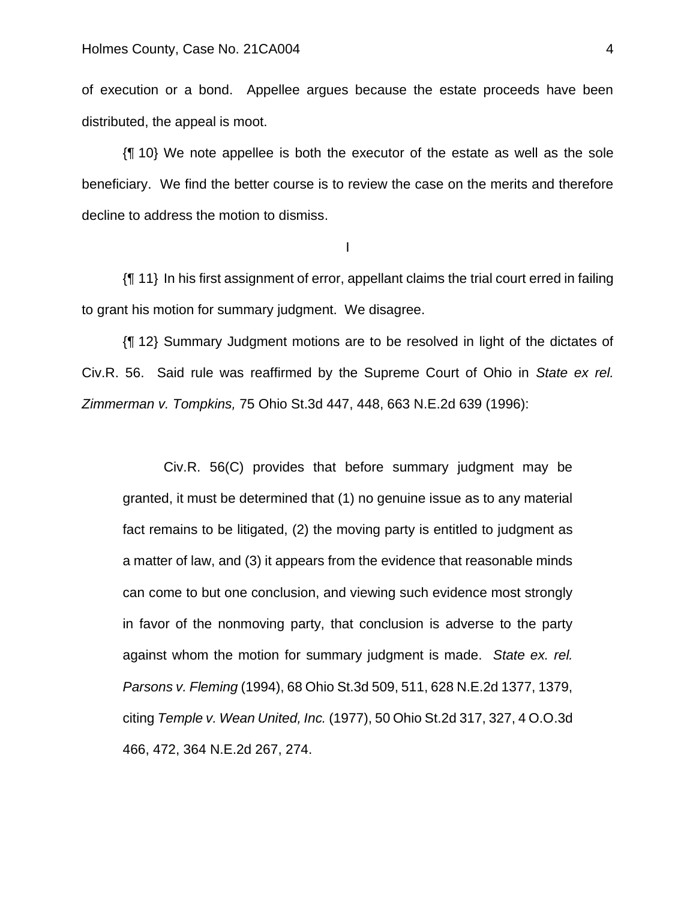of execution or a bond. Appellee argues because the estate proceeds have been distributed, the appeal is moot.

{¶ 10} We note appellee is both the executor of the estate as well as the sole beneficiary. We find the better course is to review the case on the merits and therefore decline to address the motion to dismiss.

I

{¶ 11} In his first assignment of error, appellant claims the trial court erred in failing to grant his motion for summary judgment. We disagree.

{¶ 12} Summary Judgment motions are to be resolved in light of the dictates of Civ.R. 56. Said rule was reaffirmed by the Supreme Court of Ohio in *State ex rel. Zimmerman v. Tompkins,* 75 Ohio St.3d 447, 448, 663 N.E.2d 639 (1996):

> Civ.R. 56(C) provides that before summary judgment may be granted, it must be determined that (1) no genuine issue as to any material fact remains to be litigated, (2) the moving party is entitled to judgment as a matter of law, and (3) it appears from the evidence that reasonable minds can come to but one conclusion, and viewing such evidence most strongly in favor of the nonmoving party, that conclusion is adverse to the party against whom the motion for summary judgment is made. *State ex. rel. Parsons v. Fleming* (1994), 68 Ohio St.3d 509, 511, 628 N.E.2d 1377, 1379, citing *Temple v. Wean United, Inc.* (1977), 50 Ohio St.2d 317, 327, 4 O.O.3d 466, 472, 364 N.E.2d 267, 274.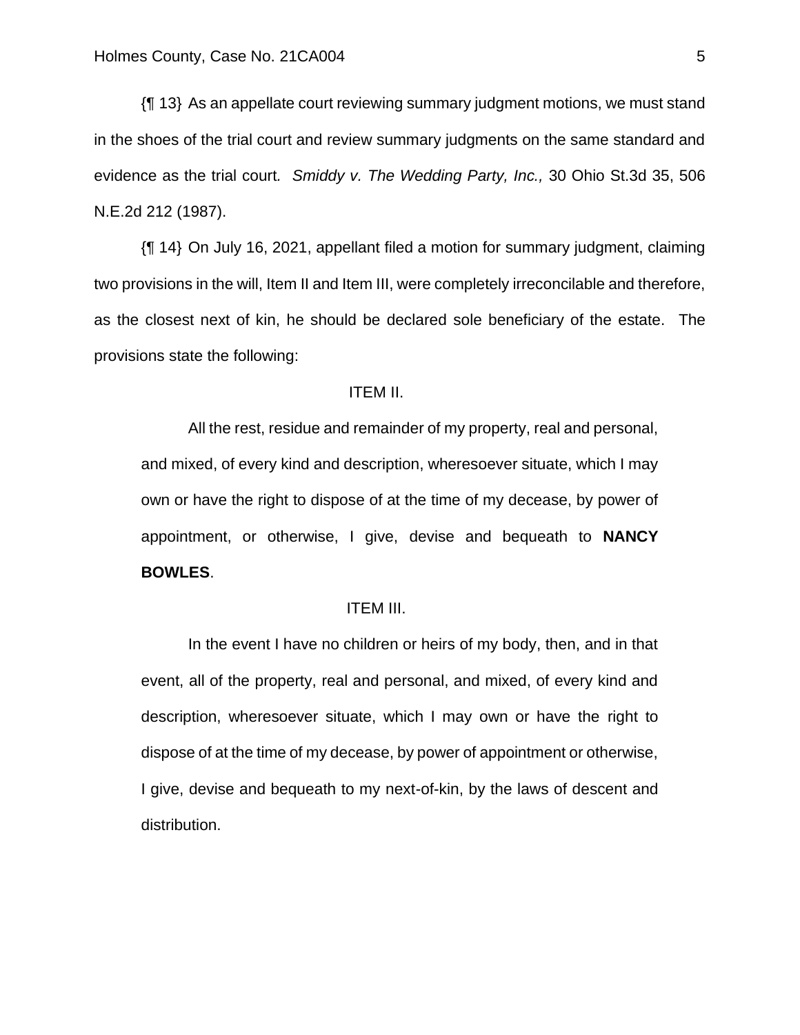{¶ 13} As an appellate court reviewing summary judgment motions, we must stand in the shoes of the trial court and review summary judgments on the same standard and evidence as the trial court. *Smiddy v. The Wedding Party, Inc.,* 30 Ohio St.3d 35, 506 N.E.2d 212 (1987).

{¶ 14} On July 16, 2021, appellant filed a motion for summary judgment, claiming two provisions in the will, Item II and Item III, were completely irreconcilable and therefore, as the closest next of kin, he should be declared sole beneficiary of the estate. The provisions state the following:

> ITEM II.
>
> All the rest, residue and remainder of my property, real and personal, and mixed, of every kind and description, wheresoever situate, which I may own or have the right to dispose of at the time of my decease, by power of appointment, or otherwise, I give, devise and bequeath to **NANCY BOWLES**.
>
> ITEM III.
>
> In the event I have no children or heirs of my body, then, and in that event, all of the property, real and personal, and mixed, of every kind and description, wheresoever situate, which I may own or have the right to dispose of at the time of my decease, by power of appointment or otherwise, I give, devise and bequeath to my next-of-kin, by the laws of descent and distribution.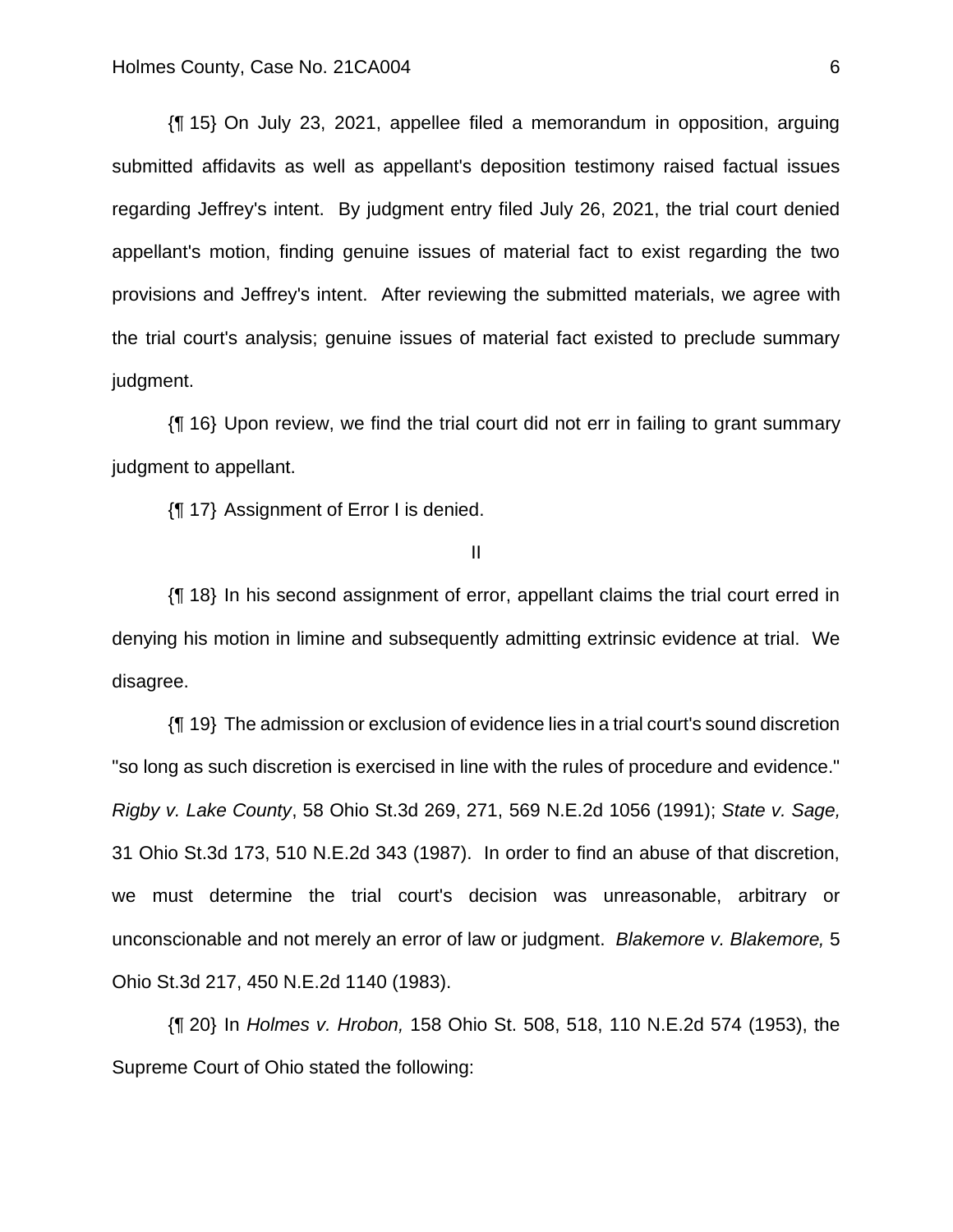{¶ 15} On July 23, 2021, appellee filed a memorandum in opposition, arguing submitted affidavits as well as appellant's deposition testimony raised factual issues regarding Jeffrey's intent. By judgment entry filed July 26, 2021, the trial court denied appellant's motion, finding genuine issues of material fact to exist regarding the two provisions and Jeffrey's intent. After reviewing the submitted materials, we agree with the trial court's analysis; genuine issues of material fact existed to preclude summary judgment.

{¶ 16} Upon review, we find the trial court did not err in failing to grant summary judgment to appellant.

{¶ 17} Assignment of Error I is denied.

II

{¶ 18} In his second assignment of error, appellant claims the trial court erred in denying his motion in limine and subsequently admitting extrinsic evidence at trial. We disagree.

{¶ 19} The admission or exclusion of evidence lies in a trial court's sound discretion "so long as such discretion is exercised in line with the rules of procedure and evidence." *Rigby v. Lake County*, 58 Ohio St.3d 269, 271, 569 N.E.2d 1056 (1991); *State v. Sage,* 31 Ohio St.3d 173, 510 N.E.2d 343 (1987). In order to find an abuse of that discretion, we must determine the trial court's decision was unreasonable, arbitrary or unconscionable and not merely an error of law or judgment. *Blakemore v. Blakemore,* 5 Ohio St.3d 217, 450 N.E.2d 1140 (1983).

{¶ 20} In *Holmes v. Hrobon,* 158 Ohio St. 508, 518, 110 N.E.2d 574 (1953), the Supreme Court of Ohio stated the following: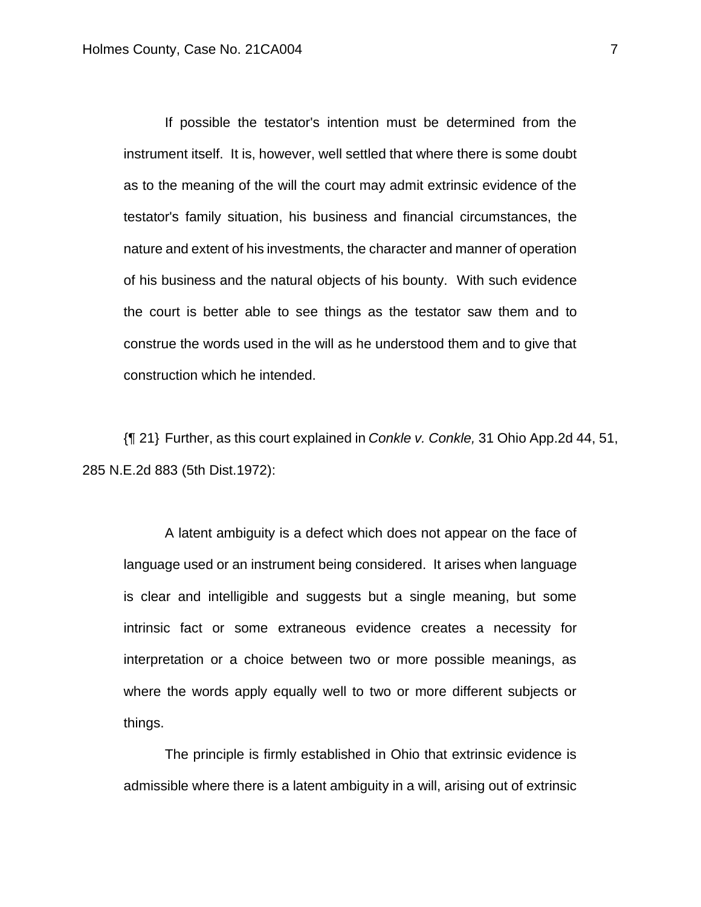> If possible the testator's intention must be determined from the instrument itself. It is, however, well settled that where there is some doubt as to the meaning of the will the court may admit extrinsic evidence of the testator's family situation, his business and financial circumstances, the nature and extent of his investments, the character and manner of operation of his business and the natural objects of his bounty. With such evidence the court is better able to see things as the testator saw them and to construe the words used in the will as he understood them and to give that construction which he intended.

{¶ 21} Further, as this court explained in *Conkle v. Conkle,* 31 Ohio App.2d 44, 51, 285 N.E.2d 883 (5th Dist.1972):

> A latent ambiguity is a defect which does not appear on the face of language used or an instrument being considered. It arises when language is clear and intelligible and suggests but a single meaning, but some intrinsic fact or some extraneous evidence creates a necessity for interpretation or a choice between two or more possible meanings, as where the words apply equally well to two or more different subjects or things.
>
> The principle is firmly established in Ohio that extrinsic evidence is admissible where there is a latent ambiguity in a will, arising out of extrinsic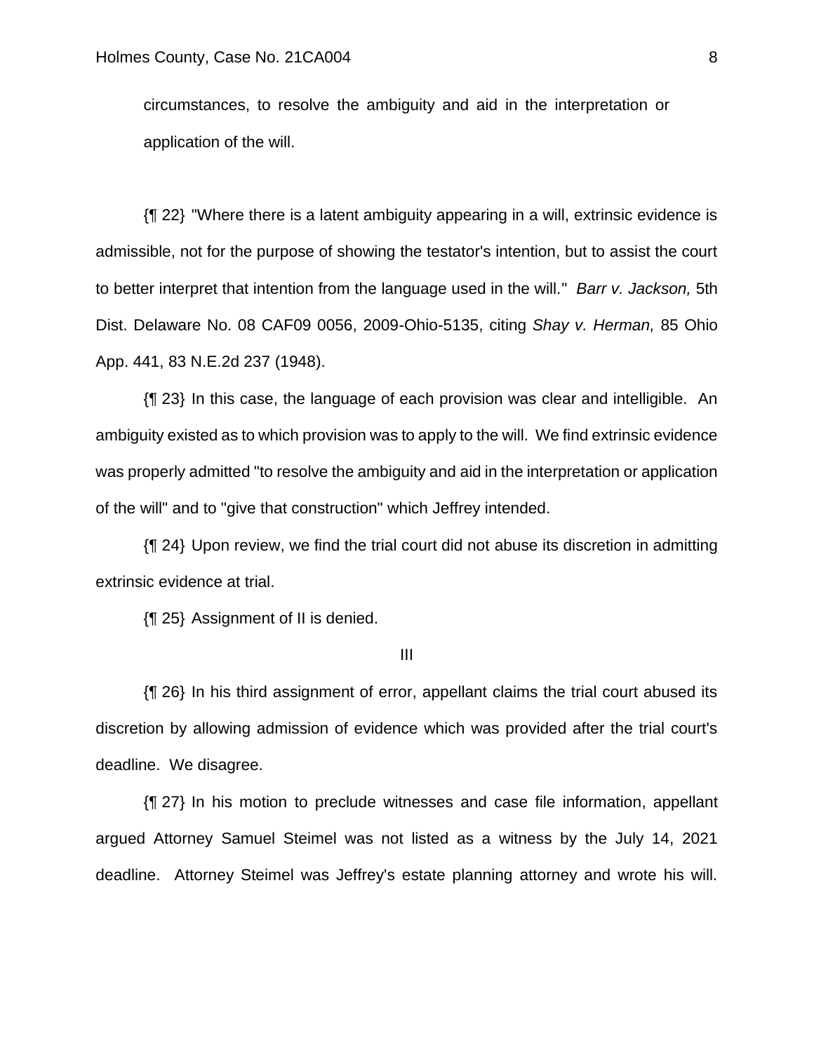circumstances, to resolve the ambiguity and aid in the interpretation or application of the will.

{¶ 22} "Where there is a latent ambiguity appearing in a will, extrinsic evidence is admissible, not for the purpose of showing the testator's intention, but to assist the court to better interpret that intention from the language used in the will." *Barr v. Jackson,* 5th Dist. Delaware No. 08 CAF09 0056, 2009-Ohio-5135, citing *Shay v. Herman,* 85 Ohio App. 441, 83 N.E.2d 237 (1948).

{¶ 23} In this case, the language of each provision was clear and intelligible. An ambiguity existed as to which provision was to apply to the will. We find extrinsic evidence was properly admitted "to resolve the ambiguity and aid in the interpretation or application of the will" and to "give that construction" which Jeffrey intended.

{¶ 24} Upon review, we find the trial court did not abuse its discretion in admitting extrinsic evidence at trial.

{¶ 25} Assignment of II is denied.

III

{¶ 26} In his third assignment of error, appellant claims the trial court abused its discretion by allowing admission of evidence which was provided after the trial court's deadline. We disagree.

{¶ 27} In his motion to preclude witnesses and case file information, appellant argued Attorney Samuel Steimel was not listed as a witness by the July 14, 2021 deadline. Attorney Steimel was Jeffrey's estate planning attorney and wrote his will.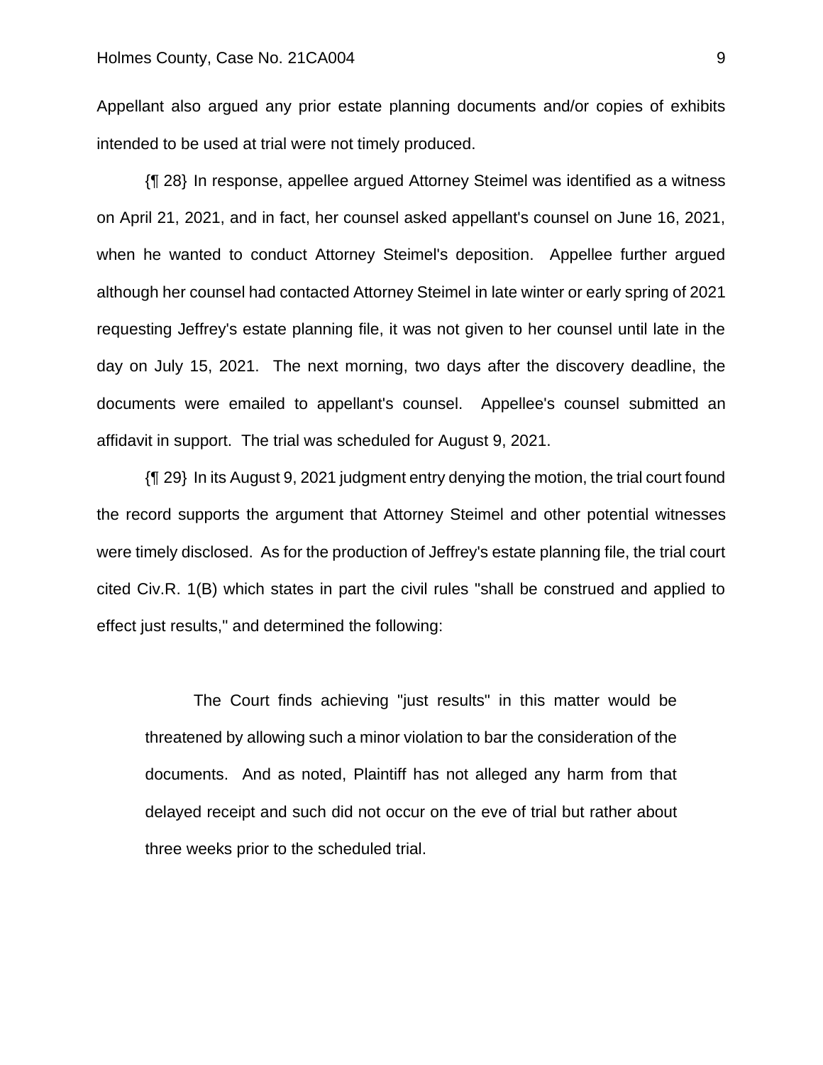Appellant also argued any prior estate planning documents and/or copies of exhibits intended to be used at trial were not timely produced.

{¶ 28} In response, appellee argued Attorney Steimel was identified as a witness on April 21, 2021, and in fact, her counsel asked appellant's counsel on June 16, 2021, when he wanted to conduct Attorney Steimel's deposition. Appellee further argued although her counsel had contacted Attorney Steimel in late winter or early spring of 2021 requesting Jeffrey's estate planning file, it was not given to her counsel until late in the day on July 15, 2021. The next morning, two days after the discovery deadline, the documents were emailed to appellant's counsel. Appellee's counsel submitted an affidavit in support. The trial was scheduled for August 9, 2021.

{¶ 29} In its August 9, 2021 judgment entry denying the motion, the trial court found the record supports the argument that Attorney Steimel and other potential witnesses were timely disclosed. As for the production of Jeffrey's estate planning file, the trial court cited Civ.R. 1(B) which states in part the civil rules "shall be construed and applied to effect just results," and determined the following:

> The Court finds achieving "just results" in this matter would be threatened by allowing such a minor violation to bar the consideration of the documents. And as noted, Plaintiff has not alleged any harm from that delayed receipt and such did not occur on the eve of trial but rather about three weeks prior to the scheduled trial.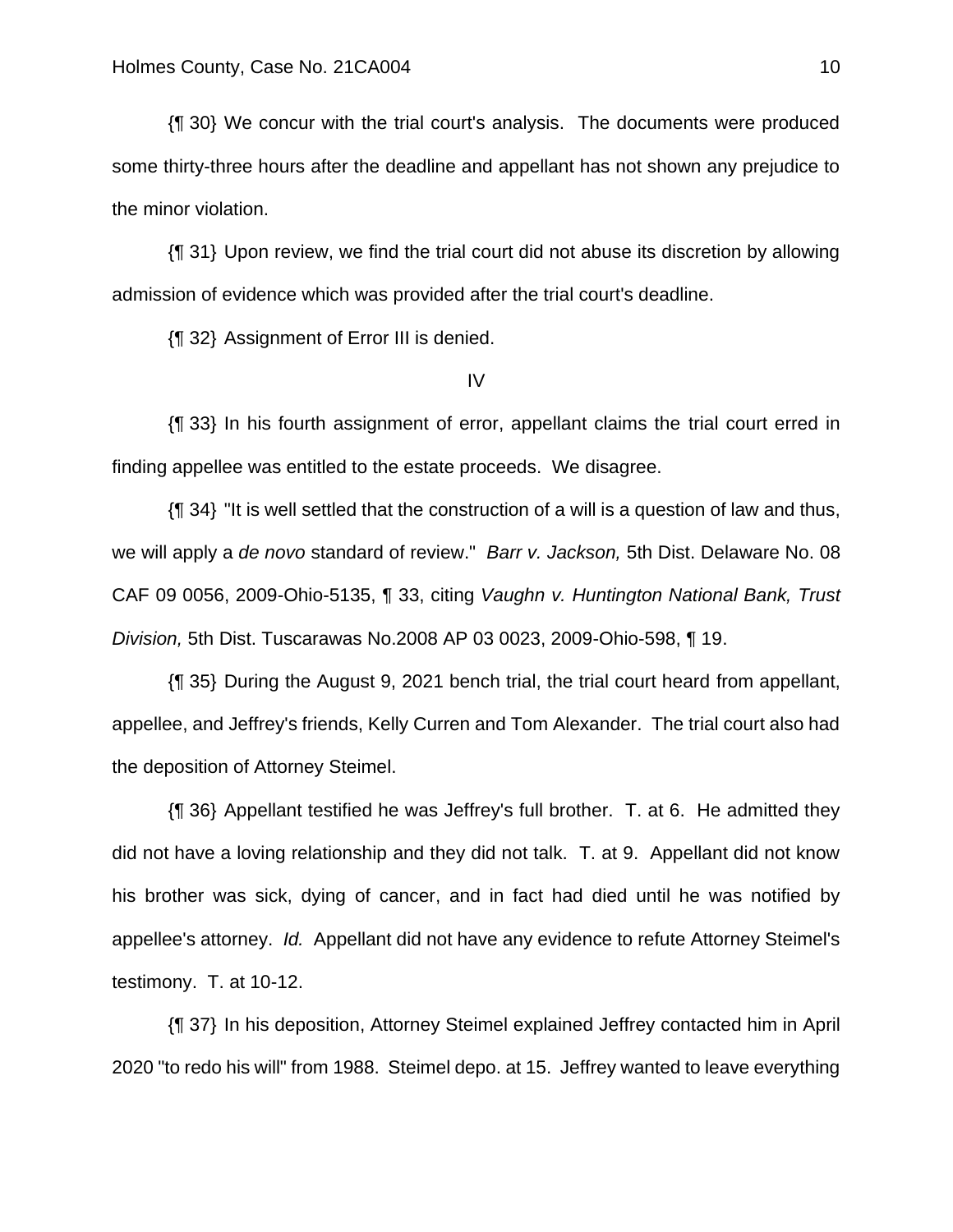{¶ 30} We concur with the trial court's analysis. The documents were produced some thirty-three hours after the deadline and appellant has not shown any prejudice to the minor violation.

{¶ 31} Upon review, we find the trial court did not abuse its discretion by allowing admission of evidence which was provided after the trial court's deadline.

{¶ 32} Assignment of Error III is denied.

IV

{¶ 33} In his fourth assignment of error, appellant claims the trial court erred in finding appellee was entitled to the estate proceeds. We disagree.

{¶ 34} "It is well settled that the construction of a will is a question of law and thus, we will apply a *de novo* standard of review." *Barr v. Jackson,* 5th Dist. Delaware No. 08 CAF 09 0056, 2009-Ohio-5135, ¶ 33, citing *Vaughn v. Huntington National Bank, Trust Division,* 5th Dist. Tuscarawas No.2008 AP 03 0023, 2009-Ohio-598, ¶ 19.

{¶ 35} During the August 9, 2021 bench trial, the trial court heard from appellant, appellee, and Jeffrey's friends, Kelly Curren and Tom Alexander. The trial court also had the deposition of Attorney Steimel.

{¶ 36} Appellant testified he was Jeffrey's full brother. T. at 6. He admitted they did not have a loving relationship and they did not talk. T. at 9. Appellant did not know his brother was sick, dying of cancer, and in fact had died until he was notified by appellee's attorney. *Id.* Appellant did not have any evidence to refute Attorney Steimel's testimony. T. at 10-12.

{¶ 37} In his deposition, Attorney Steimel explained Jeffrey contacted him in April 2020 "to redo his will" from 1988. Steimel depo. at 15. Jeffrey wanted to leave everything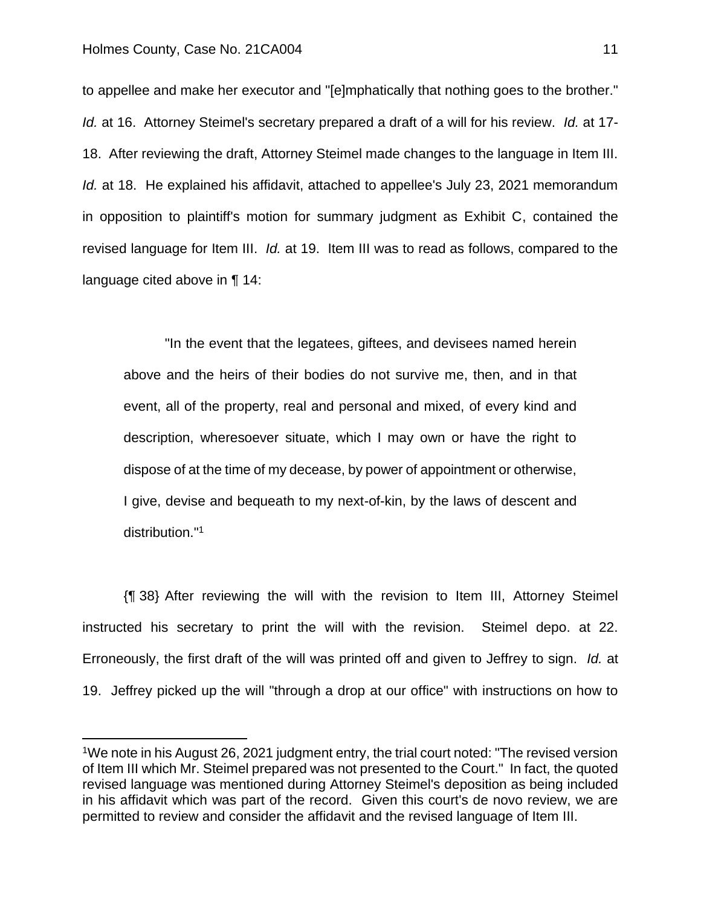to appellee and make her executor and "[e]mphatically that nothing goes to the brother." *Id.* at 16. Attorney Steimel's secretary prepared a draft of a will for his review. *Id.* at 17-18. After reviewing the draft, Attorney Steimel made changes to the language in Item III. *Id.* at 18. He explained his affidavit, attached to appellee's July 23, 2021 memorandum in opposition to plaintiff's motion for summary judgment as Exhibit C, contained the revised language for Item III. *Id.* at 19. Item III was to read as follows, compared to the language cited above in ¶ 14:

> "In the event that the legatees, giftees, and devisees named herein above and the heirs of their bodies do not survive me, then, and in that event, all of the property, real and personal and mixed, of every kind and description, wheresoever situate, which I may own or have the right to dispose of at the time of my decease, by power of appointment or otherwise, I give, devise and bequeath to my next-of-kin, by the laws of descent and distribution."[1]

{¶ 38} After reviewing the will with the revision to Item III, Attorney Steimel instructed his secretary to print the will with the revision. Steimel depo. at 22. Erroneously, the first draft of the will was printed off and given to Jeffrey to sign. *Id.* at 19. Jeffrey picked up the will "through a drop at our office" with instructions on how to

---

[1]We note in his August 26, 2021 judgment entry, the trial court noted: "The revised version of Item III which Mr. Steimel prepared was not presented to the Court." In fact, the quoted revised language was mentioned during Attorney Steimel's deposition as being included in his affidavit which was part of the record. Given this court's de novo review, we are permitted to review and consider the affidavit and the revised language of Item III.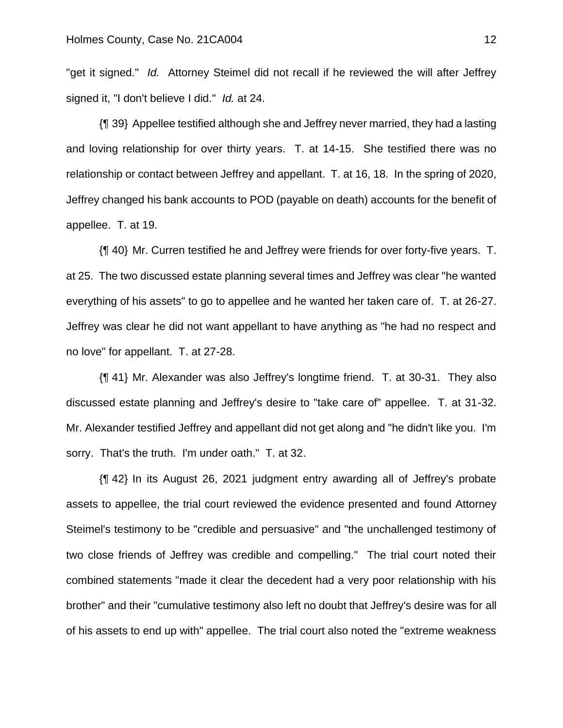"get it signed." *Id.* Attorney Steimel did not recall if he reviewed the will after Jeffrey signed it, "I don't believe I did." *Id.* at 24.

{¶ 39} Appellee testified although she and Jeffrey never married, they had a lasting and loving relationship for over thirty years. T. at 14-15. She testified there was no relationship or contact between Jeffrey and appellant. T. at 16, 18. In the spring of 2020, Jeffrey changed his bank accounts to POD (payable on death) accounts for the benefit of appellee. T. at 19.

{¶ 40} Mr. Curren testified he and Jeffrey were friends for over forty-five years. T. at 25. The two discussed estate planning several times and Jeffrey was clear "he wanted everything of his assets" to go to appellee and he wanted her taken care of. T. at 26-27. Jeffrey was clear he did not want appellant to have anything as "he had no respect and no love" for appellant. T. at 27-28.

{¶ 41} Mr. Alexander was also Jeffrey's longtime friend. T. at 30-31. They also discussed estate planning and Jeffrey's desire to "take care of" appellee. T. at 31-32. Mr. Alexander testified Jeffrey and appellant did not get along and "he didn't like you. I'm sorry. That's the truth. I'm under oath." T. at 32.

{¶ 42} In its August 26, 2021 judgment entry awarding all of Jeffrey's probate assets to appellee, the trial court reviewed the evidence presented and found Attorney Steimel's testimony to be "credible and persuasive" and "the unchallenged testimony of two close friends of Jeffrey was credible and compelling." The trial court noted their combined statements "made it clear the decedent had a very poor relationship with his brother" and their "cumulative testimony also left no doubt that Jeffrey's desire was for all of his assets to end up with" appellee. The trial court also noted the "extreme weakness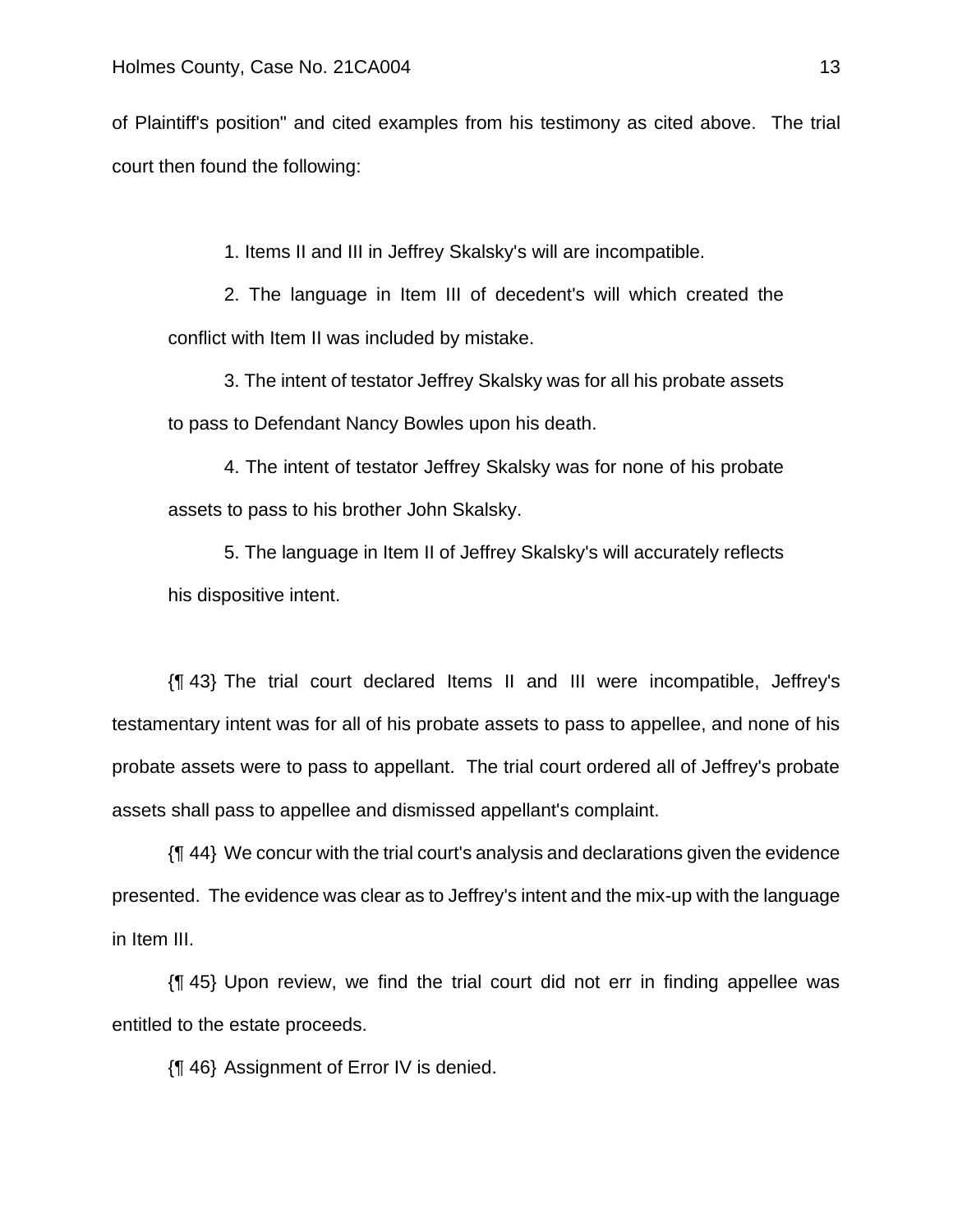of Plaintiff's position" and cited examples from his testimony as cited above. The trial court then found the following:

> 1. Items II and III in Jeffrey Skalsky's will are incompatible.
>
> 2. The language in Item III of decedent's will which created the conflict with Item II was included by mistake.
>
> 3. The intent of testator Jeffrey Skalsky was for all his probate assets to pass to Defendant Nancy Bowles upon his death.
>
> 4. The intent of testator Jeffrey Skalsky was for none of his probate assets to pass to his brother John Skalsky.
>
> 5. The language in Item II of Jeffrey Skalsky's will accurately reflects his dispositive intent.

{¶ 43} The trial court declared Items II and III were incompatible, Jeffrey's testamentary intent was for all of his probate assets to pass to appellee, and none of his probate assets were to pass to appellant. The trial court ordered all of Jeffrey's probate assets shall pass to appellee and dismissed appellant's complaint.

{¶ 44} We concur with the trial court's analysis and declarations given the evidence presented. The evidence was clear as to Jeffrey's intent and the mix-up with the language in Item III.

{¶ 45} Upon review, we find the trial court did not err in finding appellee was entitled to the estate proceeds.

{¶ 46} Assignment of Error IV is denied.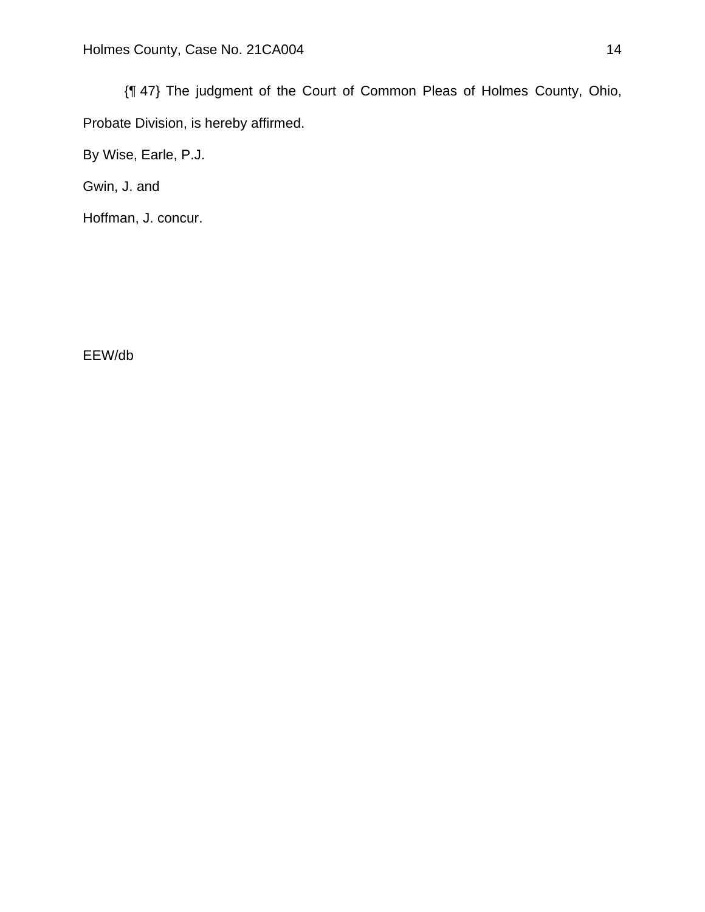{¶ 47} The judgment of the Court of Common Pleas of Holmes County, Ohio, Probate Division, is hereby affirmed.

By Wise, Earle, P.J.

Gwin, J. and

Hoffman, J. concur.

EEW/db